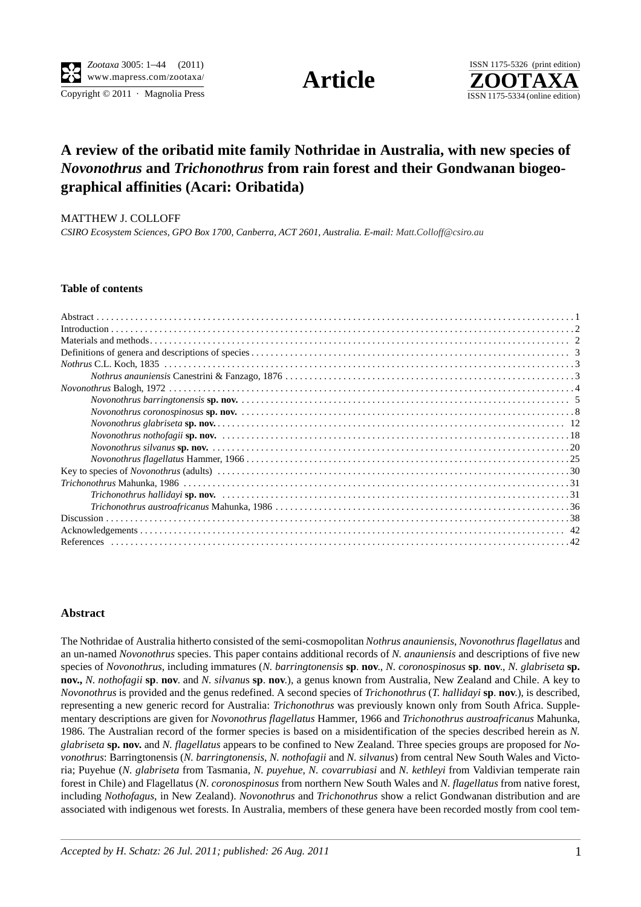# A review of the oribatid mite family Nothridae in Australia, with new species of *Novonothrus* and *Trichonothrus* from rain forest and their Gondwanan biogeographical affinities (Acari: Oribatida)

MATTHEW J. COLLOFF

*CSIRO Ecosystem Sciences, GPO Box 1700, Canberra, ACT 2601, Australia. E-mail: Matt.Colloff@csiro.au*

### Table of contents

- Abstract . . . 1
- Introduction . . . 2
- Materials and methods . . . 2
- Definitions of genera and descriptions of species . . . 3
- *Nothrus* C.L. Koch, 1835 . . . 3
  - *Nothrus anauniensis* Canestrini & Fanzago, 1876 . . . 3
- *Novonothrus* Balogh, 1972 . . . 4
  - *Novonothrus barringtonensis* **sp. nov.** . . . 5
  - *Novonothrus coronospinosus* **sp. nov.** . . . 8
  - *Novonothrus glabriseta* **sp. nov.** . . . 12
  - *Novonothrus nothofagii* **sp. nov.** . . . 18
  - *Novonothrus silvanus* **sp. nov.** . . . 20
  - *Novonothrus flagellatus* Hammer, 1966 . . . 25
- Key to species of *Novonothrus* (adults) . . . 30
- *Trichonothrus* Mahunka, 1986 . . . 31
  - *Trichonothrus hallidayi* **sp. nov.** . . . 31
  - *Trichonothrus austroafricanus* Mahunka, 1986 . . . 36
- Discussion . . . 38
- Acknowledgements . . . 42
- References . . . 42

### Abstract

The Nothridae of Australia hitherto consisted of the semi-cosmopolitan *Nothrus anauniensis*, *Novonothrus flagellatus* and an un-named *Novonothrus* species. This paper contains additional records of *N. anauniensis* and descriptions of five new species of *Novonothrus*, including immatures (*N. barringtonensis* **sp**. **nov**., *N. coronospinosus* **sp**. **nov**., *N. glabriseta* **sp. nov.,** *N. nothofagii* **sp**. **nov**. and *N. silvanus* **sp**. **nov**.), a genus known from Australia, New Zealand and Chile. A key to *Novonothrus* is provided and the genus redefined. A second species of *Trichonothrus* (*T. hallidayi* **sp**. **nov**.), is described, representing a new generic record for Australia: *Trichonothrus* was previously known only from South Africa. Supplementary descriptions are given for *Novonothrus flagellatus* Hammer, 1966 and *Trichonothrus austroafricanus* Mahunka, 1986. The Australian record of the former species is based on a misidentification of the species described herein as *N. glabriseta* **sp. nov.** and *N. flagellatus* appears to be confined to New Zealand. Three species groups are proposed for *Novonothrus*: Barringtonensis (*N. barringtonensis*, *N. nothofagii* and *N. silvanus*) from central New South Wales and Victoria; Puyehue (*N. glabriseta* from Tasmania, *N. puyehue*, *N. covarrubiasi* and *N. kethleyi* from Valdivian temperate rain forest in Chile) and Flagellatus (*N. coronospinosus* from northern New South Wales and *N. flagellatus* from native forest, including *Nothofagus*, in New Zealand). *Novonothrus* and *Trichonothrus* show a relict Gondwanan distribution and are associated with indigenous wet forests. In Australia, members of these genera have been recorded mostly from cool tem-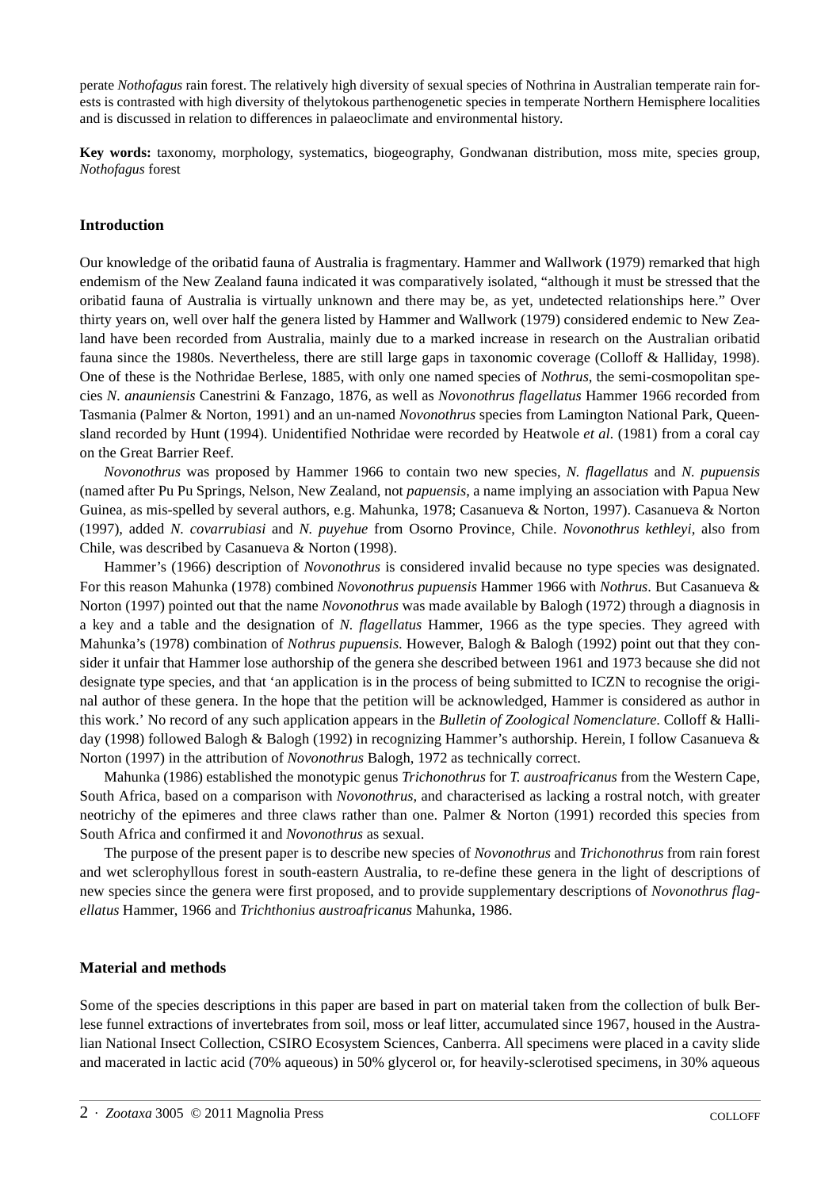perate *Nothofagus* rain forest. The relatively high diversity of sexual species of Nothrina in Australian temperate rain forests is contrasted with high diversity of thelytokous parthenogenetic species in temperate Northern Hemisphere localities and is discussed in relation to differences in palaeoclimate and environmental history.

**Key words:** taxonomy, morphology, systematics, biogeography, Gondwanan distribution, moss mite, species group, *Nothofagus* forest

## Introduction

Our knowledge of the oribatid fauna of Australia is fragmentary. Hammer and Wallwork (1979) remarked that high endemism of the New Zealand fauna indicated it was comparatively isolated, "although it must be stressed that the oribatid fauna of Australia is virtually unknown and there may be, as yet, undetected relationships here." Over thirty years on, well over half the genera listed by Hammer and Wallwork (1979) considered endemic to New Zealand have been recorded from Australia, mainly due to a marked increase in research on the Australian oribatid fauna since the 1980s. Nevertheless, there are still large gaps in taxonomic coverage (Colloff & Halliday, 1998). One of these is the Nothridae Berlese, 1885, with only one named species of *Nothrus*, the semi-cosmopolitan species *N*. *anauniensis* Canestrini & Fanzago, 1876, as well as *Novonothrus flagellatus* Hammer 1966 recorded from Tasmania (Palmer & Norton, 1991) and an un-named *Novonothrus* species from Lamington National Park, Queensland recorded by Hunt (1994). Unidentified Nothridae were recorded by Heatwole *et al*. (1981) from a coral cay on the Great Barrier Reef.

*Novonothrus* was proposed by Hammer 1966 to contain two new species, *N. flagellatus* and *N. pupuensis* (named after Pu Pu Springs, Nelson, New Zealand, not *papuensis*, a name implying an association with Papua New Guinea, as mis-spelled by several authors, e.g. Mahunka, 1978; Casanueva & Norton, 1997). Casanueva & Norton (1997), added *N. covarrubiasi* and *N. puyehue* from Osorno Province, Chile. *Novonothrus kethleyi*, also from Chile, was described by Casanueva & Norton (1998).

Hammer's (1966) description of *Novonothrus* is considered invalid because no type species was designated. For this reason Mahunka (1978) combined *Novonothrus pupuensis* Hammer 1966 with *Nothrus*. But Casanueva & Norton (1997) pointed out that the name *Novonothrus* was made available by Balogh (1972) through a diagnosis in a key and a table and the designation of *N. flagellatus* Hammer, 1966 as the type species. They agreed with Mahunka's (1978) combination of *Nothrus pupuensis*. However, Balogh & Balogh (1992) point out that they consider it unfair that Hammer lose authorship of the genera she described between 1961 and 1973 because she did not designate type species, and that 'an application is in the process of being submitted to ICZN to recognise the original author of these genera. In the hope that the petition will be acknowledged, Hammer is considered as author in this work.' No record of any such application appears in the *Bulletin of Zoological Nomenclature*. Colloff & Halliday (1998) followed Balogh & Balogh (1992) in recognizing Hammer's authorship. Herein, I follow Casanueva & Norton (1997) in the attribution of *Novonothrus* Balogh, 1972 as technically correct.

Mahunka (1986) established the monotypic genus *Trichonothrus* for *T. austroafricanus* from the Western Cape, South Africa, based on a comparison with *Novonothrus*, and characterised as lacking a rostral notch, with greater neotrichy of the epimeres and three claws rather than one. Palmer & Norton (1991) recorded this species from South Africa and confirmed it and *Novonothrus* as sexual.

The purpose of the present paper is to describe new species of *Novonothrus* and *Trichonothrus* from rain forest and wet sclerophyllous forest in south-eastern Australia, to re-define these genera in the light of descriptions of new species since the genera were first proposed, and to provide supplementary descriptions of *Novonothrus flagellatus* Hammer, 1966 and *Trichthonius austroafricanus* Mahunka, 1986.

## Material and methods

Some of the species descriptions in this paper are based in part on material taken from the collection of bulk Berlese funnel extractions of invertebrates from soil, moss or leaf litter, accumulated since 1967, housed in the Australian National Insect Collection, CSIRO Ecosystem Sciences, Canberra. All specimens were placed in a cavity slide and macerated in lactic acid (70% aqueous) in 50% glycerol or, for heavily-sclerotised specimens, in 30% aqueous